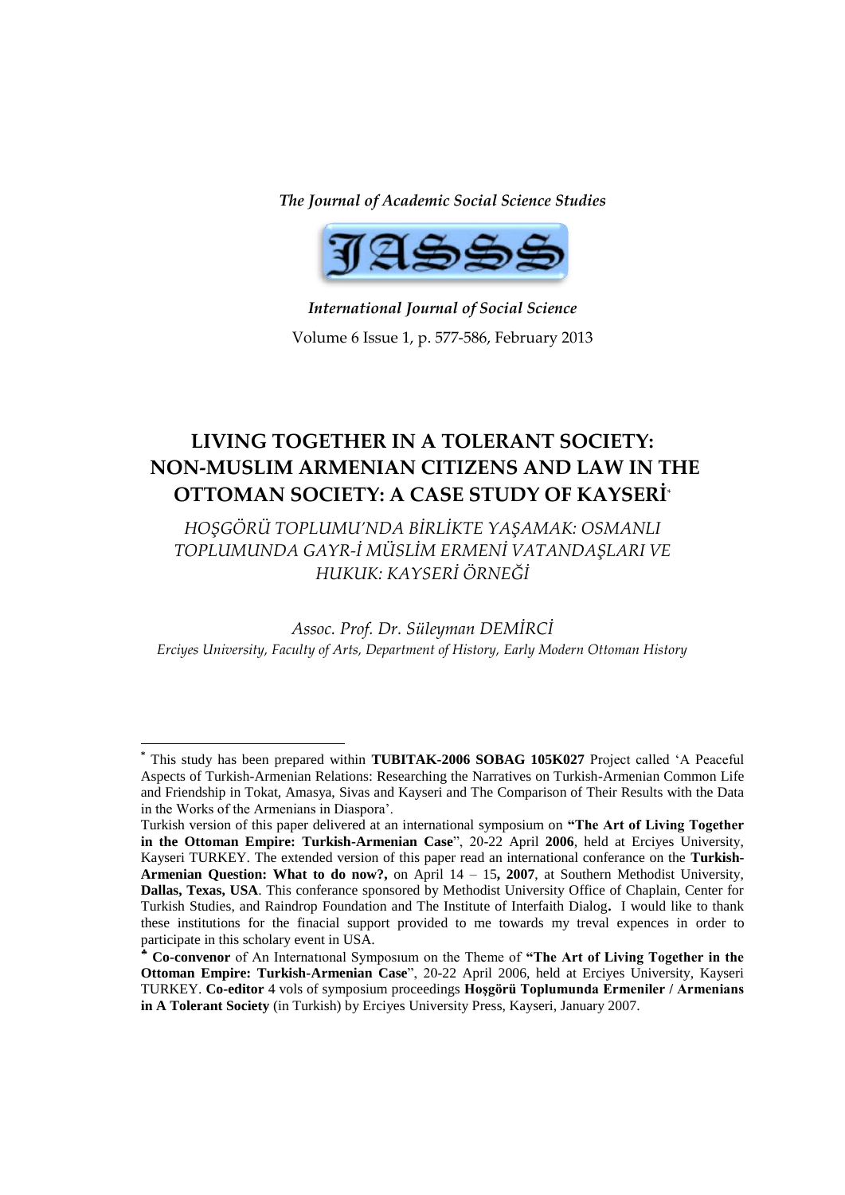*The Journal of Academic Social Science Studies*

JASSS

*International Journal of Social Science*

Volume 6 Issue 1, p. 577-586, February 2013

# LIVING TOGETHER IN A TOLERANT SOCIETY: NON-MUSLIM ARMENIAN CITIZENS AND LAW IN THE OTTOMAN SOCIETY: A CASE STUDY OF KAYSERİ[*]

*HOŞGÖRÜ TOPLUMU'NDA BİRLİKTE YAŞAMAK: OSMANLI TOPLUMUNDA GAYR-İ MÜSLİM ERMENİ VATANDAŞLARI VE HUKUK: KAYSERİ ÖRNEĞİ*

*Assoc. Prof. Dr. Süleyman DEMİRCİ*[♣]

*Erciyes University, Faculty of Arts, Department of History, Early Modern Ottoman History*

---

[*] This study has been prepared within **TUBITAK-2006 SOBAG 105K027** Project called 'A Peaceful Aspects of Turkish-Armenian Relations: Researching the Narratives on Turkish-Armenian Common Life and Friendship in Tokat, Amasya, Sivas and Kayseri and The Comparison of Their Results with the Data in the Works of the Armenians in Diaspora'.

Turkish version of this paper delivered at an international symposium on **"The Art of Living Together in the Ottoman Empire: Turkish-Armenian Case**", 20-22 April **2006**, held at Erciyes University, Kayseri TURKEY. The extended version of this paper read an international conferance on the **Turkish-Armenian Question: What to do now?,** on April 14 – 15**, 2007**, at Southern Methodist University, **Dallas, Texas, USA**. This conferance sponsored by Methodist University Office of Chaplain, Center for Turkish Studies, and Raindrop Foundation and The Institute of Interfaith Dialog**.** I would like to thank these institutions for the finacial support provided to me towards my treval expences in order to participate in this scholary event in USA.

[♣] **Co-convenor** of An Internatıonal Symposıum on the Theme of **"The Art of Living Together in the Ottoman Empire: Turkish-Armenian Case**", 20-22 April 2006, held at Erciyes University, Kayseri TURKEY. **Co-editor** 4 vols of symposium proceedings **Hoşgörü Toplumunda Ermeniler / Armenians in A Tolerant Society** (in Turkish) by Erciyes University Press, Kayseri, January 2007.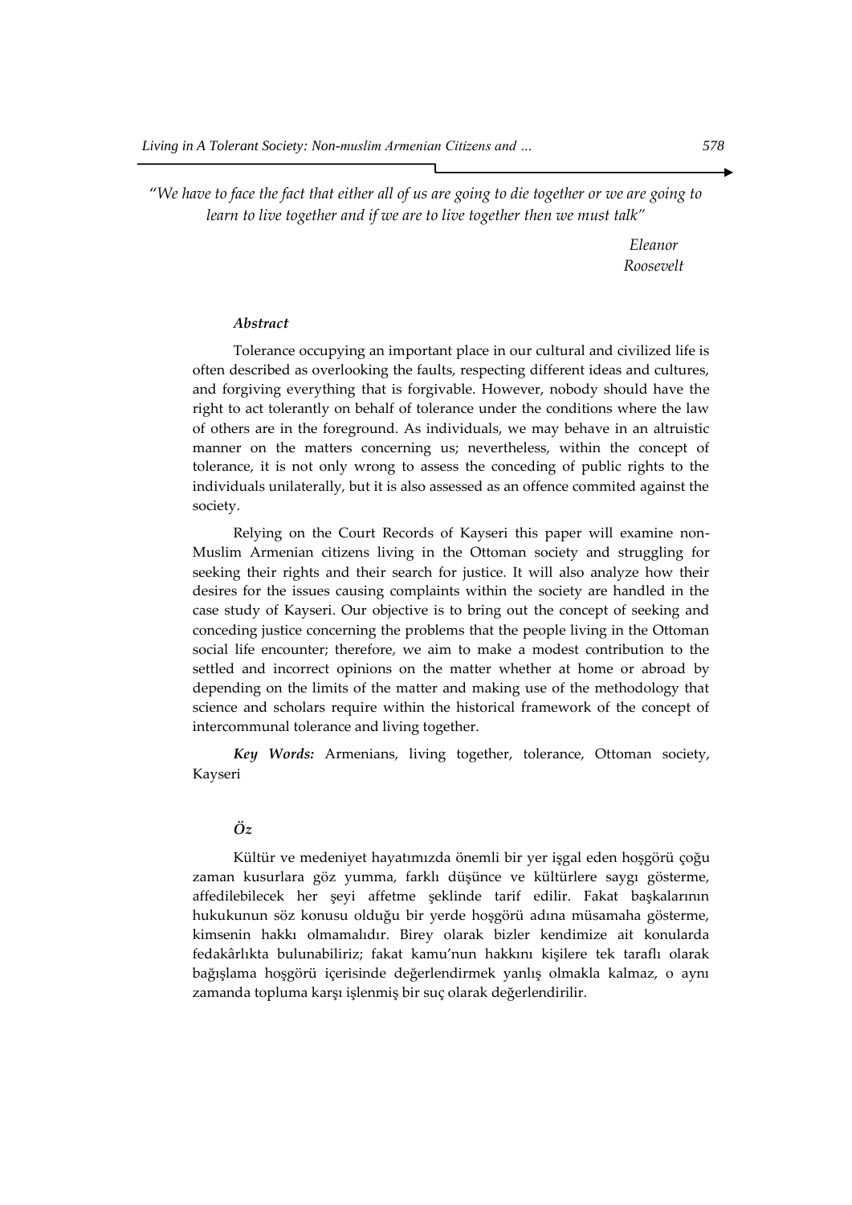*"We have to face the fact that either all of us are going to die together or we are going to learn to live together and if we are to live together then we must talk"*

*Eleanor Roosevelt*

***Abstract***

Tolerance occupying an important place in our cultural and civilized life is often described as overlooking the faults, respecting different ideas and cultures, and forgiving everything that is forgivable. However, nobody should have the right to act tolerantly on behalf of tolerance under the conditions where the law of others are in the foreground. As individuals, we may behave in an altruistic manner on the matters concerning us; nevertheless, within the concept of tolerance, it is not only wrong to assess the conceding of public rights to the individuals unilaterally, but it is also assessed as an offence commited against the society.

Relying on the Court Records of Kayseri this paper will examine non-Muslim Armenian citizens living in the Ottoman society and struggling for seeking their rights and their search for justice. It will also analyze how their desires for the issues causing complaints within the society are handled in the case study of Kayseri. Our objective is to bring out the concept of seeking and conceding justice concerning the problems that the people living in the Ottoman social life encounter; therefore, we aim to make a modest contribution to the settled and incorrect opinions on the matter whether at home or abroad by depending on the limits of the matter and making use of the methodology that science and scholars require within the historical framework of the concept of intercommunal tolerance and living together.

***Key Words:*** Armenians, living together, tolerance, Ottoman society, Kayseri

***Öz***

Kültür ve medeniyet hayatımızda önemli bir yer işgal eden hoşgörü çoğu zaman kusurlara göz yumma, farklı düşünce ve kültürlere saygı gösterme, affedilebilecek her şeyi affetme şeklinde tarif edilir. Fakat başkalarının hukukunun söz konusu olduğu bir yerde hoşgörü adına müsamaha gösterme, kimsenin hakkı olmamalıdır. Birey olarak bizler kendimize ait konularda fedakârlıkta bulunabiliriz; fakat kamu'nun hakkını kişilere tek taraflı olarak bağışlama hoşgörü içerisinde değerlendirmek yanlış olmakla kalmaz, o aynı zamanda topluma karşı işlenmiş bir suç olarak değerlendirilir.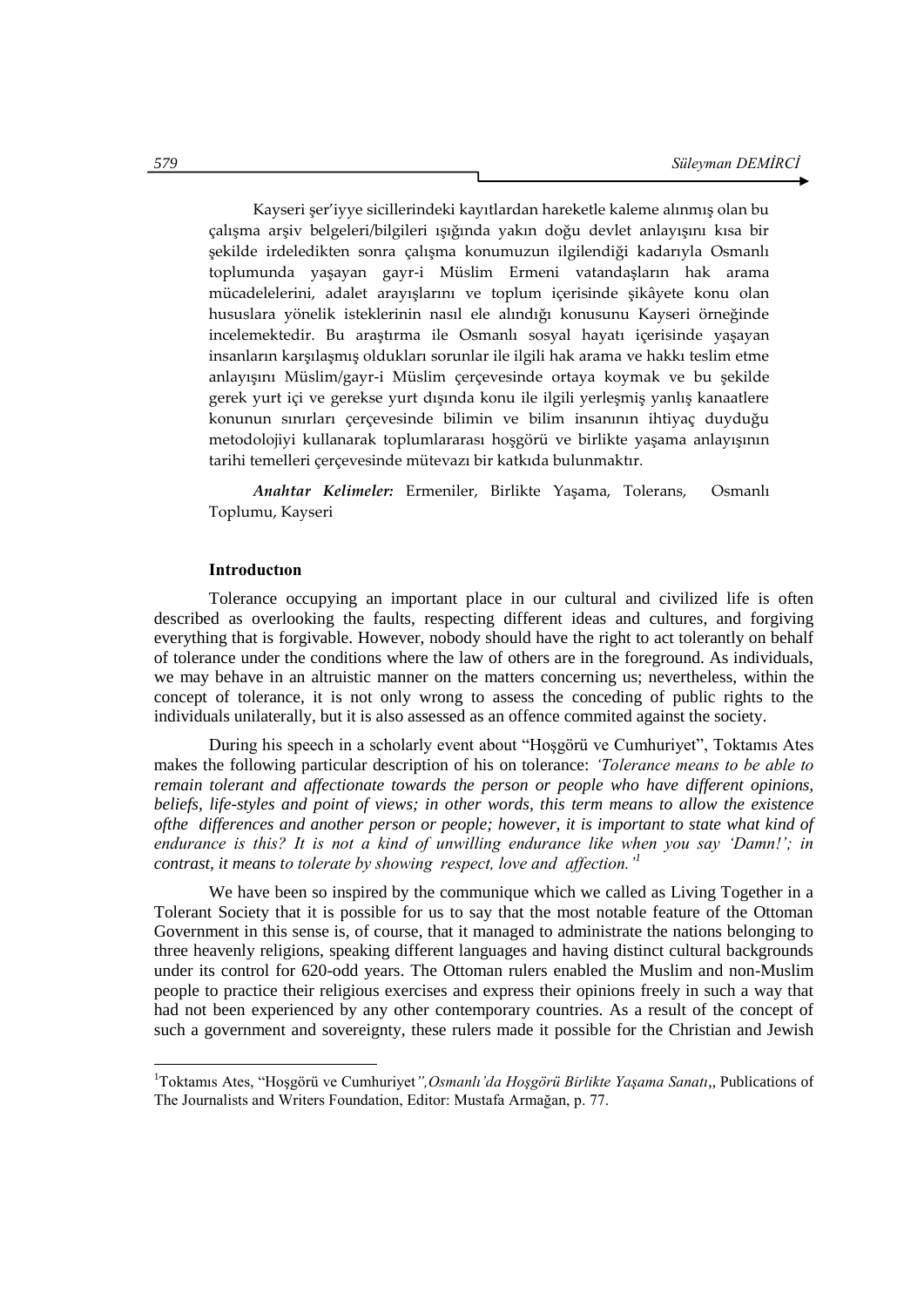Kayseri şer'iyye sicillerindeki kayıtlardan hareketle kaleme alınmış olan bu çalışma arşiv belgeleri/bilgileri ışığında yakın doğu devlet anlayışını kısa bir şekilde irdeledikten sonra çalışma konumuzun ilgilendiği kadarıyla Osmanlı toplumunda yaşayan gayr-i Müslim Ermeni vatandaşların hak arama mücadelelerini, adalet arayışlarını ve toplum içerisinde şikâyete konu olan hususlara yönelik isteklerinin nasıl ele alındığı konusunu Kayseri örneğinde incelemektedir. Bu araştırma ile Osmanlı sosyal hayatı içerisinde yaşayan insanların karşılaşmış oldukları sorunlar ile ilgili hak arama ve hakkı teslim etme anlayışını Müslim/gayr-i Müslim çerçevesinde ortaya koymak ve bu şekilde gerek yurt içi ve gerekse yurt dışında konu ile ilgili yerleşmiş yanlış kanaatlere konunun sınırları çerçevesinde bilimin ve bilim insanının ihtiyaç duyduğu metodolojiyi kullanarak toplumlararası hoşgörü ve birlikte yaşama anlayışının tarihi temelleri çerçevesinde mütevazı bir katkıda bulunmaktır.

***Anahtar Kelimeler:*** Ermeniler, Birlikte Yaşama, Tolerans, Osmanlı Toplumu, Kayseri

## Introductıon

Tolerance occupying an important place in our cultural and civilized life is often described as overlooking the faults, respecting different ideas and cultures, and forgiving everything that is forgivable. However, nobody should have the right to act tolerantly on behalf of tolerance under the conditions where the law of others are in the foreground. As individuals, we may behave in an altruistic manner on the matters concerning us; nevertheless, within the concept of tolerance, it is not only wrong to assess the conceding of public rights to the individuals unilaterally, but it is also assessed as an offence commited against the society.

During his speech in a scholarly event about "Hoşgörü ve Cumhuriyet", Toktamıs Ates makes the following particular description of his on tolerance: *'Tolerance means to be able to remain tolerant and affectionate towards the person or people who have different opinions, beliefs, life-styles and point of views; in other words, this term means to allow the existence ofthe differences and another person or people; however, it is important to state what kind of endurance is this? It is not a kind of unwilling endurance like when you say 'Damn!'; in contrast, it means to tolerate by showing respect, love and affection.'*[1]

We have been so inspired by the communique which we called as Living Together in a Tolerant Society that it is possible for us to say that the most notable feature of the Ottoman Government in this sense is, of course, that it managed to administrate the nations belonging to three heavenly religions, speaking different languages and having distinct cultural backgrounds under its control for 620-odd years. The Ottoman rulers enabled the Muslim and non-Muslim people to practice their religious exercises and express their opinions freely in such a way that had not been experienced by any other contemporary countries. As a result of the concept of such a government and sovereignty, these rulers made it possible for the Christian and Jewish

---

[1] Toktamıs Ates, "Hoşgörü ve Cumhuriyet*", Osmanlı'da Hoşgörü Birlikte Yaşama Sanatı*,, Publications of The Journalists and Writers Foundation, Editor: Mustafa Armağan, p. 77.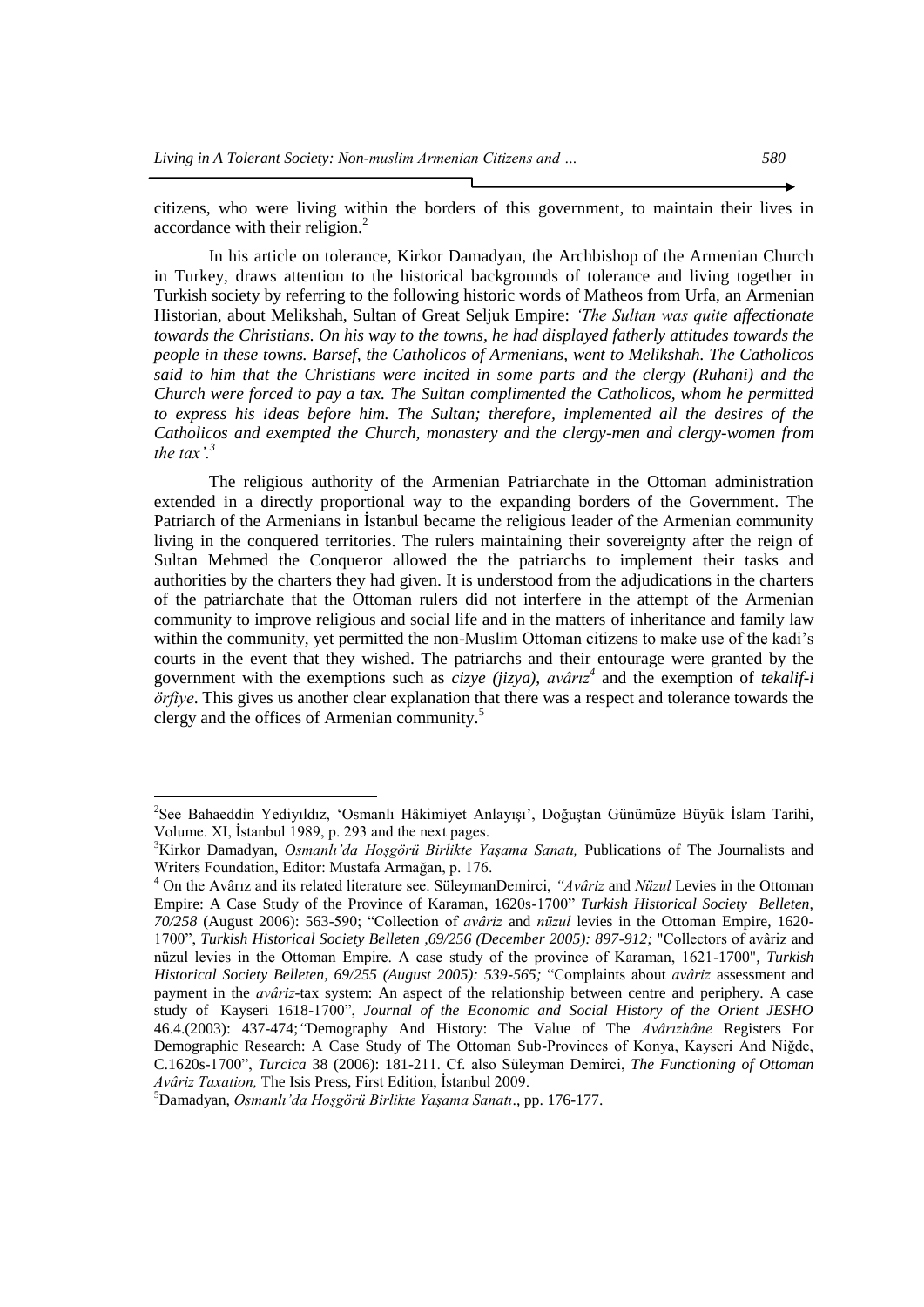citizens, who were living within the borders of this government, to maintain their lives in accordance with their religion.[2]

In his article on tolerance, Kirkor Damadyan, the Archbishop of the Armenian Church in Turkey, draws attention to the historical backgrounds of tolerance and living together in Turkish society by referring to the following historic words of Matheos from Urfa, an Armenian Historian, about Melikshah, Sultan of Great Seljuk Empire: *'The Sultan was quite affectionate towards the Christians. On his way to the towns, he had displayed fatherly attitudes towards the people in these towns. Barsef, the Catholicos of Armenians, went to Melikshah. The Catholicos said to him that the Christians were incited in some parts and the clergy (Ruhani) and the Church were forced to pay a tax. The Sultan complimented the Catholicos, whom he permitted to express his ideas before him. The Sultan; therefore, implemented all the desires of the Catholicos and exempted the Church, monastery and the clergy-men and clergy-women from the tax'.*[3]

The religious authority of the Armenian Patriarchate in the Ottoman administration extended in a directly proportional way to the expanding borders of the Government. The Patriarch of the Armenians in İstanbul became the religious leader of the Armenian community living in the conquered territories. The rulers maintaining their sovereignty after the reign of Sultan Mehmed the Conqueror allowed the patriarchs to implement their tasks and authorities by the charters they had given. It is understood from the adjudications in the charters of the patriarchate that the Ottoman rulers did not interfere in the attempt of the Armenian community to improve religious and social life and in the matters of inheritance and family law within the community, yet permitted the non-Muslim Ottoman citizens to make use of the kadi's courts in the event that they wished. The patriarchs and their entourage were granted by the government with the exemptions such as *cizye (jizya)*, *avârız*[4] and the exemption of *tekalif-i örfiye*. This gives us another clear explanation that there was a respect and tolerance towards the clergy and the offices of Armenian community.[5]

---

[2]See Bahaeddin Yediyıldız, 'Osmanlı Hâkimiyet Anlayışı', Doğuştan Günümüze Büyük İslam Tarihi, Volume. XI, İstanbul 1989, p. 293 and the next pages.

[3]Kirkor Damadyan, *Osmanlı'da Hoşgörü Birlikte Yaşama Sanatı,* Publications of The Journalists and Writers Foundation, Editor: Mustafa Armağan, p. 176.

[4] On the Avârız and its related literature see. SüleymanDemirci, *"Avâriz* and *Nüzul* Levies in the Ottoman Empire: A Case Study of the Province of Karaman, 1620s-1700" *Turkish Historical Society Belleten, 70/258* (August 2006): 563-590; "Collection of *avâriz* and *nüzul* levies in the Ottoman Empire, 1620-1700", *Turkish Historical Society Belleten ,69/256 (December 2005): 897-912;* "Collectors of avâriz and nüzul levies in the Ottoman Empire. A case study of the province of Karaman, 1621-1700", *Turkish Historical Society Belleten, 69/255 (August 2005): 539-565;* "Complaints about *avâriz* assessment and payment in the *avâriz*-tax system: An aspect of the relationship between centre and periphery. A case study of Kayseri 1618-1700", *Journal of the Economic and Social History of the Orient JESHO* 46.4.(2003): 437-474;*"*Demography And History: The Value of The *Avârızhâne* Registers For Demographic Research: A Case Study Of The Ottoman Sub-Provinces of Konya, Kayseri And Niğde, C.1620s-1700", *Turcica* 38 (2006): 181-211. Cf. also Süleyman Demirci, *The Functioning of Ottoman Avâriz Taxation,* The Isis Press, First Edition, İstanbul 2009.

[5]Damadyan, *Osmanlı'da Hoşgörü Birlikte Yaşama Sanatı*., pp. 176-177.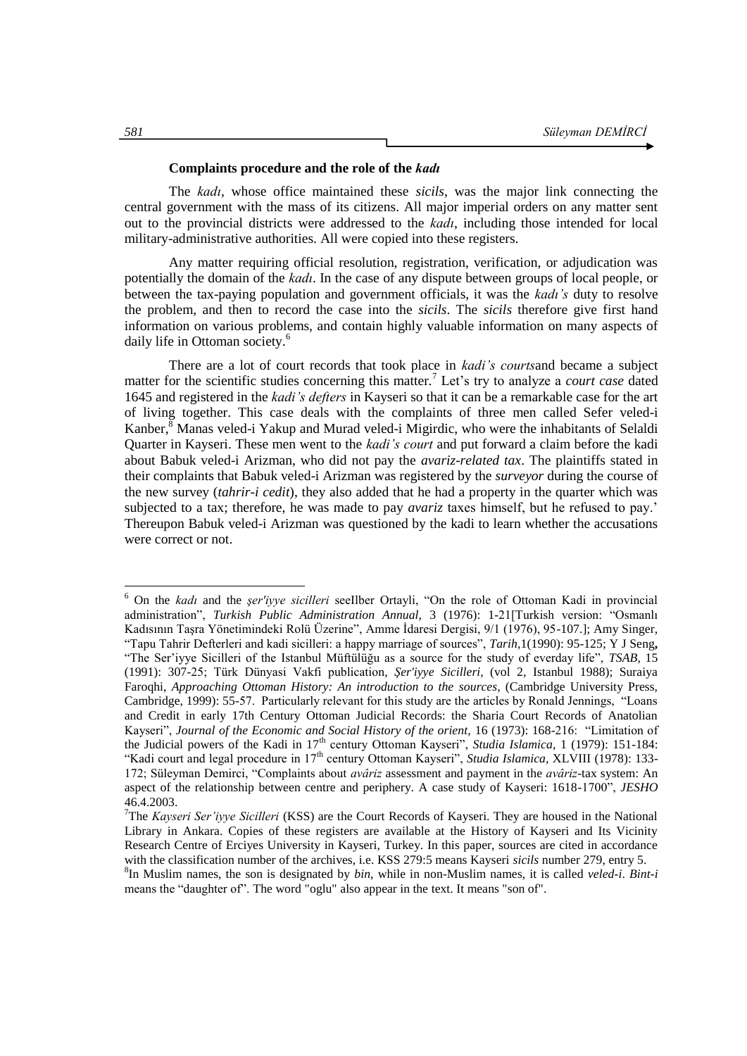### Complaints procedure and the role of the *kadı*

The *kadı*, whose office maintained these *sicils*, was the major link connecting the central government with the mass of its citizens. All major imperial orders on any matter sent out to the provincial districts were addressed to the *kadı*, including those intended for local military-administrative authorities. All were copied into these registers.

Any matter requiring official resolution, registration, verification, or adjudication was potentially the domain of the *kadı*. In the case of any dispute between groups of local people, or between the tax-paying population and government officials, it was the *kadı's* duty to resolve the problem, and then to record the case into the *sicils*. The *sicils* therefore give first hand information on various problems, and contain highly valuable information on many aspects of daily life in Ottoman society.[6]

There are a lot of court records that took place in *kadi's courts*and became a subject matter for the scientific studies concerning this matter.[7] Let's try to analyze a *court case* dated 1645 and registered in the *kadi's defters* in Kayseri so that it can be a remarkable case for the art of living together. This case deals with the complaints of three men called Sefer veled-i Kanber,[8] Manas veled-i Yakup and Murad veled-i Migirdic, who were the inhabitants of Selaldi Quarter in Kayseri. These men went to the *kadi's court* and put forward a claim before the kadi about Babuk veled-i Arizman, who did not pay the *avariz-related tax*. The plaintiffs stated in their complaints that Babuk veled-i Arizman was registered by the *surveyor* during the course of the new survey (*tahrir-i cedit*), they also added that he had a property in the quarter which was subjected to a tax; therefore, he was made to pay *avariz* taxes himself, but he refused to pay.' Thereupon Babuk veled-i Arizman was questioned by the kadi to learn whether the accusations were correct or not.

---

[6] On the *kadı* and the *şer'iyye sicilleri* seeIlber Ortayli, "On the role of Ottoman Kadi in provincial administration", *Turkish Public Administration Annual,* 3 (1976): 1-21[Turkish version: "Osmanlı Kadısının Taşra Yönetimindeki Rolü Üzerine", Amme İdaresi Dergisi, 9/1 (1976), 95-107.]; Amy Singer, "Tapu Tahrir Defterleri and kadi sicilleri: a happy marriage of sources", *Tarih,*1(1990): 95-125; Y J Seng**,** "The Ser'iyye Sicilleri of the Istanbul Müftülüğu as a source for the study of everday life", *TSAB,* 15 (1991): 307-25; Türk Dünyasi Vakfi publication, *Şer'iyye Sicilleri,* (vol 2, Istanbul 1988); Suraiya Faroqhi, *Approaching Ottoman History: An introduction to the sources,* (Cambridge University Press, Cambridge, 1999): 55-57. Particularly relevant for this study are the articles by Ronald Jennings, "Loans and Credit in early 17th Century Ottoman Judicial Records: the Sharia Court Records of Anatolian Kayseri", *Journal of the Economic and Social History of the orient,* 16 (1973): 168-216: "Limitation of the Judicial powers of the Kadi in 17th century Ottoman Kayseri", *Studia Islamica,* 1 (1979): 151-184: "Kadi court and legal procedure in 17th century Ottoman Kayseri", *Studia Islamica,* XLVIII (1978): 133-172; Süleyman Demirci, "Complaints about *avâriz* assessment and payment in the *avâriz*-tax system: An aspect of the relationship between centre and periphery. A case study of Kayseri: 1618-1700", *JESHO* 46.4.2003.

[7]The *Kayseri Ser'iyye Sicilleri* (KSS) are the Court Records of Kayseri. They are housed in the National Library in Ankara. Copies of these registers are available at the History of Kayseri and Its Vicinity Research Centre of Erciyes University in Kayseri, Turkey. In this paper, sources are cited in accordance with the classification number of the archives, i.e. KSS 279:5 means Kayseri *sicils* number 279, entry 5.

[8]In Muslim names, the son is designated by *bin*, while in non-Muslim names, it is called *veled-i*. *Bint-i* means the "daughter of". The word "oglu" also appear in the text. It means "son of".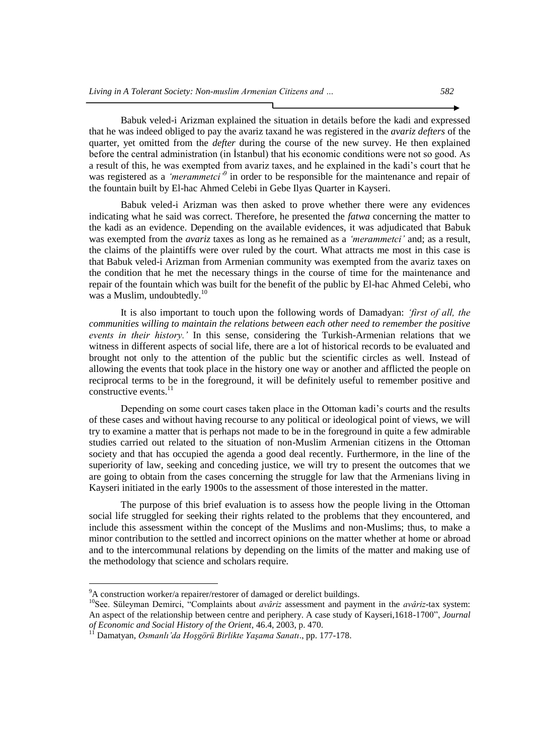Babuk veled-i Arizman explained the situation in details before the kadi and expressed that he was indeed obliged to pay the avariz taxand he was registered in the *avariz defters* of the quarter, yet omitted from the *defter* during the course of the new survey. He then explained before the central administration (in İstanbul) that his economic conditions were not so good. As a result of this, he was exempted from avariz taxes, and he explained in the kadi's court that he was registered as a *'merammetci'*[9] in order to be responsible for the maintenance and repair of the fountain built by El-hac Ahmed Celebi in Gebe Ilyas Quarter in Kayseri.

Babuk veled-i Arizman was then asked to prove whether there were any evidences indicating what he said was correct. Therefore, he presented the *fatwa* concerning the matter to the kadi as an evidence. Depending on the available evidences, it was adjudicated that Babuk was exempted from the *avariz* taxes as long as he remained as a *'merammetci'* and; as a result, the claims of the plaintiffs were over ruled by the court. What attracts me most in this case is that Babuk veled-i Arizman from Armenian community was exempted from the avariz taxes on the condition that he met the necessary things in the course of time for the maintenance and repair of the fountain which was built for the benefit of the public by El-hac Ahmed Celebi, who was a Muslim, undoubtedly.[10]

It is also important to touch upon the following words of Damadyan: *'first of all, the communities willing to maintain the relations between each other need to remember the positive events in their history.'* In this sense, considering the Turkish-Armenian relations that we witness in different aspects of social life, there are a lot of historical records to be evaluated and brought not only to the attention of the public but the scientific circles as well. Instead of allowing the events that took place in the history one way or another and afflicted the people on reciprocal terms to be in the foreground, it will be definitely useful to remember positive and constructive events.[11]

Depending on some court cases taken place in the Ottoman kadi's courts and the results of these cases and without having recourse to any political or ideological point of views, we will try to examine a matter that is perhaps not made to be in the foreground in quite a few admirable studies carried out related to the situation of non-Muslim Armenian citizens in the Ottoman society and that has occupied the agenda a good deal recently. Furthermore, in the line of the superiority of law, seeking and conceding justice, we will try to present the outcomes that we are going to obtain from the cases concerning the struggle for law that the Armenians living in Kayseri initiated in the early 1900s to the assessment of those interested in the matter.

The purpose of this brief evaluation is to assess how the people living in the Ottoman social life struggled for seeking their rights related to the problems that they encountered, and include this assessment within the concept of the Muslims and non-Muslims; thus, to make a minor contribution to the settled and incorrect opinions on the matter whether at home or abroad and to the intercommunal relations by depending on the limits of the matter and making use of the methodology that science and scholars require.

---

[9] A construction worker/a repairer/restorer of damaged or derelict buildings.

[10] See. Süleyman Demirci, "Complaints about *avâriz* assessment and payment in the *avâriz*-tax system: An aspect of the relationship between centre and periphery. A case study of Kayseri,1618-1700", *Journal of Economic and Social History of the Orient*, 46.4, 2003, p. 470.

[11] Damatyan, *Osmanlı'da Hoşgörü Birlikte Yaşama Sanatı*., pp. 177-178.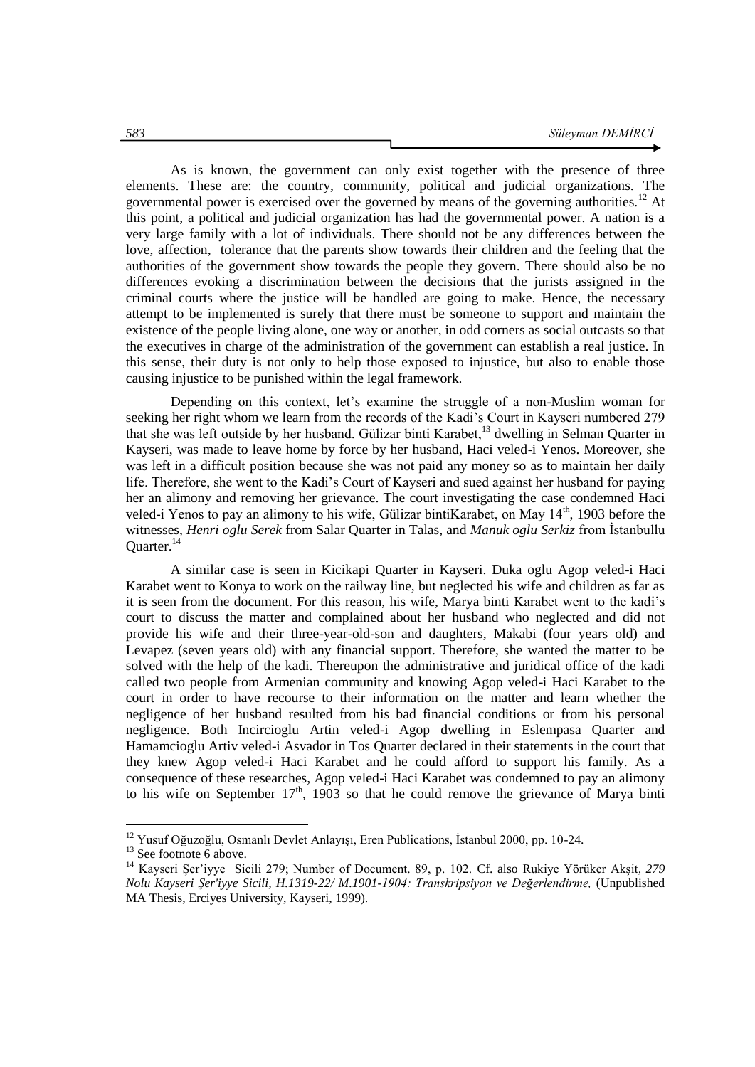As is known, the government can only exist together with the presence of three elements. These are: the country, community, political and judicial organizations. The governmental power is exercised over the governed by means of the governing authorities.[12] At this point, a political and judicial organization has had the governmental power. A nation is a very large family with a lot of individuals. There should not be any differences between the love, affection, tolerance that the parents show towards their children and the feeling that the authorities of the government show towards the people they govern. There should also be no differences evoking a discrimination between the decisions that the jurists assigned in the criminal courts where the justice will be handled are going to make. Hence, the necessary attempt to be implemented is surely that there must be someone to support and maintain the existence of the people living alone, one way or another, in odd corners as social outcasts so that the executives in charge of the administration of the government can establish a real justice. In this sense, their duty is not only to help those exposed to injustice, but also to enable those causing injustice to be punished within the legal framework.

Depending on this context, let's examine the struggle of a non-Muslim woman for seeking her right whom we learn from the records of the Kadi's Court in Kayseri numbered 279 that she was left outside by her husband. Gülizar binti Karabet,[13] dwelling in Selman Quarter in Kayseri, was made to leave home by force by her husband, Haci veled-i Yenos. Moreover, she was left in a difficult position because she was not paid any money so as to maintain her daily life. Therefore, she went to the Kadi's Court of Kayseri and sued against her husband for paying her an alimony and removing her grievance. The court investigating the case condemned Haci veled-i Yenos to pay an alimony to his wife, Gülizar bintiKarabet, on May 14th, 1903 before the witnesses, *Henri oglu Serek* from Salar Quarter in Talas, and *Manuk oglu Serkiz* from İstanbullu Quarter.[14]

A similar case is seen in Kicikapi Quarter in Kayseri. Duka oglu Agop veled-i Haci Karabet went to Konya to work on the railway line, but neglected his wife and children as far as it is seen from the document. For this reason, his wife, Marya binti Karabet went to the kadi's court to discuss the matter and complained about her husband who neglected and did not provide his wife and their three-year-old-son and daughters, Makabi (four years old) and Levapez (seven years old) with any financial support. Therefore, she wanted the matter to be solved with the help of the kadi. Thereupon the administrative and juridical office of the kadi called two people from Armenian community and knowing Agop veled-i Haci Karabet to the court in order to have recourse to their information on the matter and learn whether the negligence of her husband resulted from his bad financial conditions or from his personal negligence. Both Incircioglu Artin veled-i Agop dwelling in Eslempasa Quarter and Hamamcioglu Artiv veled-i Asvador in Tos Quarter declared in their statements in the court that they knew Agop veled-i Haci Karabet and he could afford to support his family. As a consequence of these researches, Agop veled-i Haci Karabet was condemned to pay an alimony to his wife on September 17th, 1903 so that he could remove the grievance of Marya binti

---

[12] Yusuf Oğuzoğlu, Osmanlı Devlet Anlayışı, Eren Publications, İstanbul 2000, pp. 10-24.

[13] See footnote 6 above.

[14] Kayseri Şer'iyye Sicili 279; Number of Document. 89, p. 102. Cf. also Rukiye Yörüker Akşit, *279 Nolu Kayseri Şer'iyye Sicili, H.1319-22/ M.1901-1904: Transkripsiyon ve Değerlendirme,* (Unpublished MA Thesis, Erciyes University, Kayseri, 1999).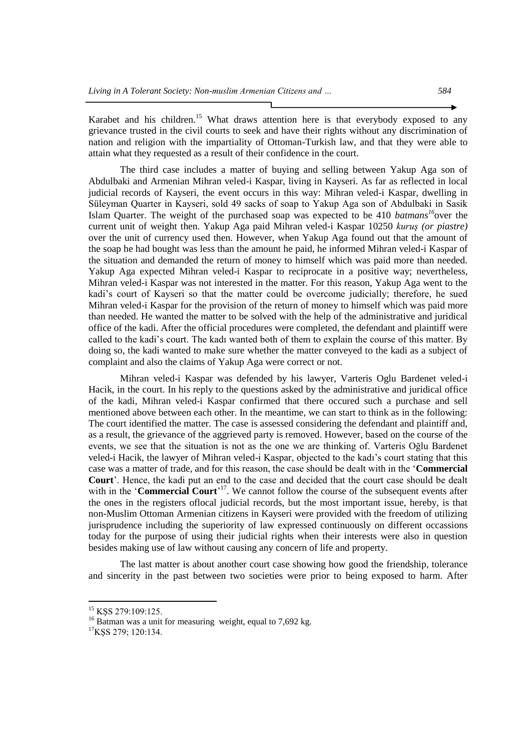Karabet and his children.[15] What draws attention here is that everybody exposed to any grievance trusted in the civil courts to seek and have their rights without any discrimination of nation and religion with the impartiality of Ottoman-Turkish law, and that they were able to attain what they requested as a result of their confidence in the court.

The third case includes a matter of buying and selling between Yakup Aga son of Abdulbaki and Armenian Mihran veled-i Kaspar, living in Kayseri. As far as reflected in local judicial records of Kayseri, the event occurs in this way: Mihran veled-i Kaspar, dwelling in Süleyman Quarter in Kayseri, sold 49 sacks of soap to Yakup Aga son of Abdulbaki in Sasik Islam Quarter. The weight of the purchased soap was expected to be 410 *batmans*[16]over the current unit of weight then. Yakup Aga paid Mihran veled-i Kaspar 10250 *kuruş (or piastre)* over the unit of currency used then. However, when Yakup Aga found out that the amount of the soap he had bought was less than the amount he paid, he informed Mihran veled-i Kaspar of the situation and demanded the return of money to himself which was paid more than needed. Yakup Aga expected Mihran veled-i Kaspar to reciprocate in a positive way; nevertheless, Mihran veled-i Kaspar was not interested in the matter. For this reason, Yakup Aga went to the kadi's court of Kayseri so that the matter could be overcome judicially; therefore, he sued Mihran veled-i Kaspar for the provision of the return of money to himself which was paid more than needed. He wanted the matter to be solved with the help of the administrative and juridical office of the kadi. After the official procedures were completed, the defendant and plaintiff were called to the kadi's court. The kadı wanted both of them to explain the course of this matter. By doing so, the kadi wanted to make sure whether the matter conveyed to the kadi as a subject of complaint and also the claims of Yakup Aga were correct or not.

Mihran veled-i Kaspar was defended by his lawyer, Varteris Oglu Bardenet veled-i Hacik, in the court. In his reply to the questions asked by the administrative and juridical office of the kadi, Mihran veled-i Kaspar confirmed that there occured such a purchase and sell mentioned above between each other. In the meantime, we can start to think as in the following: The court identified the matter. The case is assessed considering the defendant and plaintiff and, as a result, the grievance of the aggrieved party is removed. However, based on the course of the events, we see that the situation is not as the one we are thinking of. Varteris Oğlu Bardenet veled-i Hacik, the lawyer of Mihran veled-i Kaspar, objected to the kadı's court stating that this case was a matter of trade, and for this reason, the case should be dealt with in the '**Commercial Court**'. Hence, the kadi put an end to the case and decided that the court case should be dealt with in the '**Commercial Court**'[17]. We cannot follow the course of the subsequent events after the ones in the registers oflocal judicial records, but the most important issue, hereby, is that non-Muslim Ottoman Armenian citizens in Kayseri were provided with the freedom of utilizing jurisprudence including the superiority of law expressed continuously on different occassions today for the purpose of using their judicial rights when their interests were also in question besides making use of law without causing any concern of life and property.

The last matter is about another court case showing how good the friendship, tolerance and sincerity in the past between two societies were prior to being exposed to harm. After

---

[15] KŞS 279:109:125.

[16] Batman was a unit for measuring weight, equal to 7,692 kg.

[17] KŞS 279; 120:134.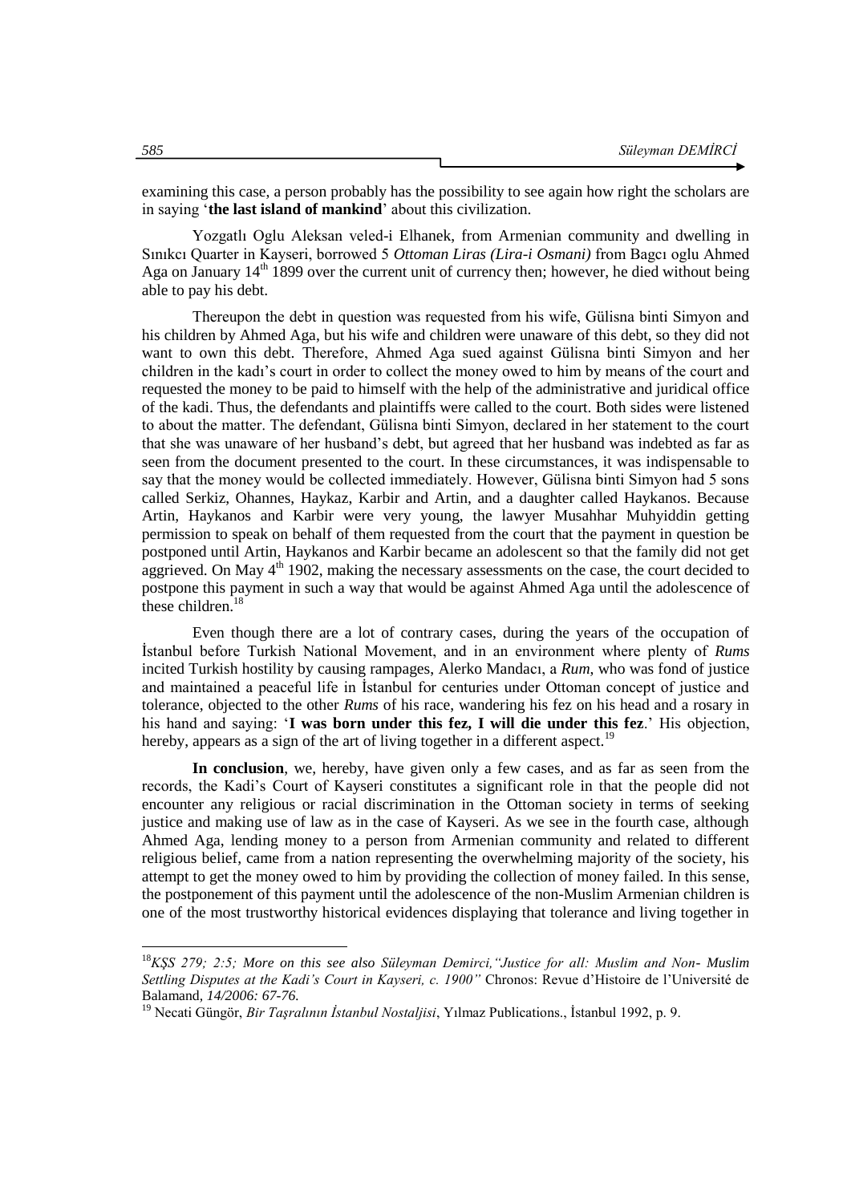examining this case, a person probably has the possibility to see again how right the scholars are in saying '**the last island of mankind**' about this civilization.

Yozgatlı Oglu Aleksan veled-i Elhanek, from Armenian community and dwelling in Sınıkcı Quarter in Kayseri, borrowed 5 *Ottoman Liras (Lira-i Osmani)* from Bagcı oglu Ahmed Aga on January 14th 1899 over the current unit of currency then; however, he died without being able to pay his debt.

Thereupon the debt in question was requested from his wife, Gülisna binti Simyon and his children by Ahmed Aga, but his wife and children were unaware of this debt, so they did not want to own this debt. Therefore, Ahmed Aga sued against Gülisna binti Simyon and her children in the kadı's court in order to collect the money owed to him by means of the court and requested the money to be paid to himself with the help of the administrative and juridical office of the kadi. Thus, the defendants and plaintiffs were called to the court. Both sides were listened to about the matter. The defendant, Gülisna binti Simyon, declared in her statement to the court that she was unaware of her husband's debt, but agreed that her husband was indebted as far as seen from the document presented to the court. In these circumstances, it was indispensable to say that the money would be collected immediately. However, Gülisna binti Simyon had 5 sons called Serkiz, Ohannes, Haykaz, Karbir and Artin, and a daughter called Haykanos. Because Artin, Haykanos and Karbir were very young, the lawyer Musahhar Muhyiddin getting permission to speak on behalf of them requested from the court that the payment in question be postponed until Artin, Haykanos and Karbir became an adolescent so that the family did not get aggrieved. On May 4th 1902, making the necessary assessments on the case, the court decided to postpone this payment in such a way that would be against Ahmed Aga until the adolescence of these children.[18]

Even though there are a lot of contrary cases, during the years of the occupation of İstanbul before Turkish National Movement, and in an environment where plenty of *Rums* incited Turkish hostility by causing rampages, Alerko Mandacı, a *Rum*, who was fond of justice and maintained a peaceful life in İstanbul for centuries under Ottoman concept of justice and tolerance, objected to the other *Rums* of his race, wandering his fez on his head and a rosary in his hand and saying: '**I was born under this fez, I will die under this fez**.' His objection, hereby, appears as a sign of the art of living together in a different aspect.[19]

**In conclusion**, we, hereby, have given only a few cases, and as far as seen from the records, the Kadi's Court of Kayseri constitutes a significant role in that the people did not encounter any religious or racial discrimination in the Ottoman society in terms of seeking justice and making use of law as in the case of Kayseri. As we see in the fourth case, although Ahmed Aga, lending money to a person from Armenian community and related to different religious belief, came from a nation representing the overwhelming majority of the society, his attempt to get the money owed to him by providing the collection of money failed. In this sense, the postponement of this payment until the adolescence of the non-Muslim Armenian children is one of the most trustworthy historical evidences displaying that tolerance and living together in

---

[18] *KŞS 279; 2:5; More on this see also Süleyman Demirci,"Justice for all: Muslim and Non- Muslim Settling Disputes at the Kadi's Court in Kayseri, c. 1900"* Chronos: Revue d'Histoire de l'Université de Balamand, *14/2006: 67-76.*

[19] Necati Güngör, *Bir Taşralının İstanbul Nostaljisi*, Yılmaz Publications., İstanbul 1992, p. 9.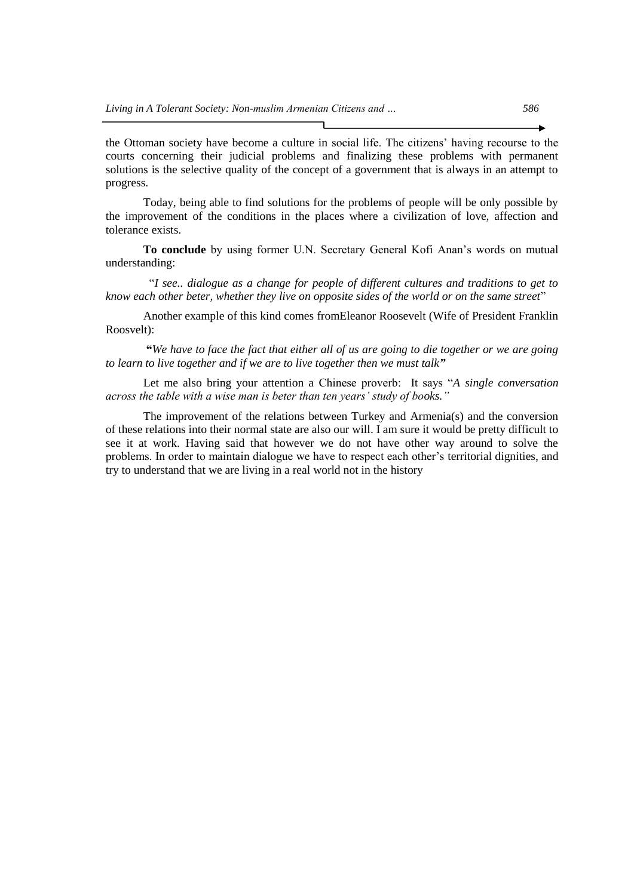the Ottoman society have become a culture in social life. The citizens' having recourse to the courts concerning their judicial problems and finalizing these problems with permanent solutions is the selective quality of the concept of a government that is always in an attempt to progress.

Today, being able to find solutions for the problems of people will be only possible by the improvement of the conditions in the places where a civilization of love, affection and tolerance exists.

**To conclude** by using former U.N. Secretary General Kofi Anan's words on mutual understanding:

"*I see.. dialogue as a change for people of different cultures and traditions to get to know each other beter, whether they live on opposite sides of the world or on the same street*"

Another example of this kind comes fromEleanor Roosevelt (Wife of President Franklin Roosvelt):

**"***We have to face the fact that either all of us are going to die together or we are going to learn to live together and if we are to live together then we must talk***"**

Let me also bring your attention a Chinese proverb: It says "*A single conversation across the table with a wise man is beter than ten years' study of books."*

The improvement of the relations between Turkey and Armenia(s) and the conversion of these relations into their normal state are also our will. I am sure it would be pretty difficult to see it at work. Having said that however we do not have other way around to solve the problems. In order to maintain dialogue we have to respect each other's territorial dignities, and try to understand that we are living in a real world not in the history